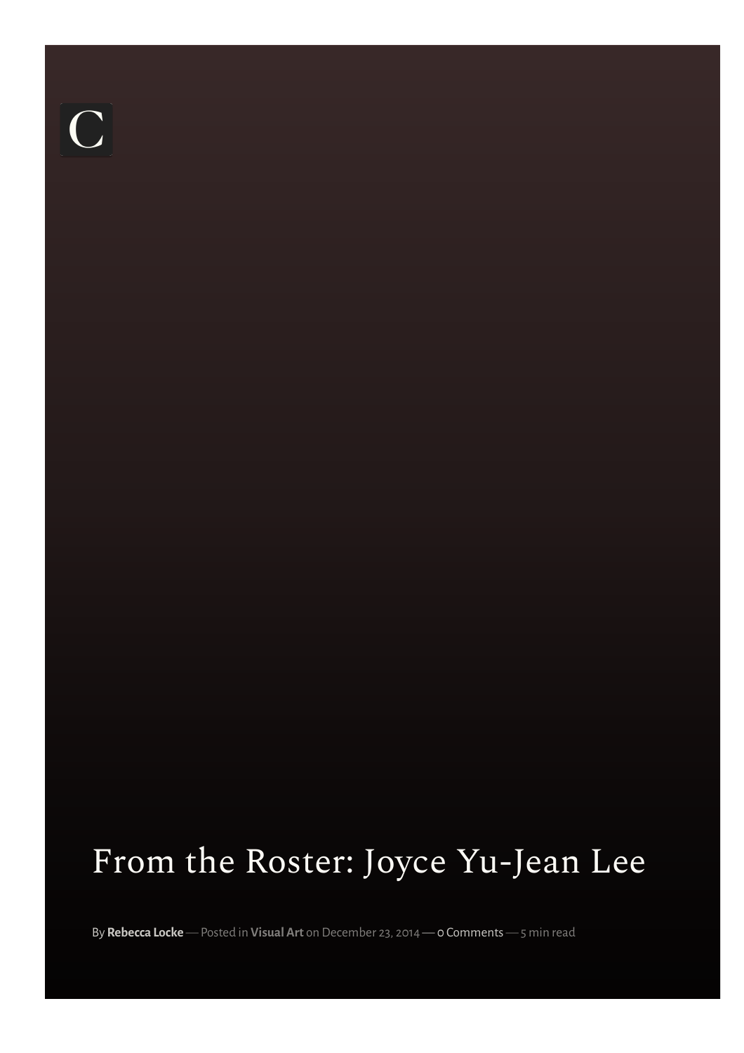# From the Roster: Joyce Yu-Jean Lee

By **Rebecca Locke** — Posted in **Visual Art** on December 23, 2014 — 0 Comments — 5 min read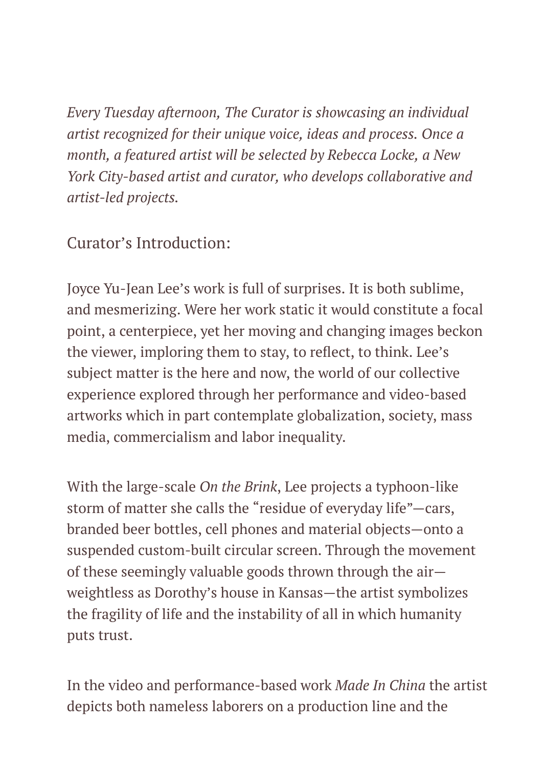*Every Tuesday afternoon, The Curator is showcasing an individual artist recognized for their unique voice, ideas and process. Once a month, a featured artist will be selected by Rebecca Locke, a New York City-based artist and curator, who develops collaborative and artist-led projects.*

Curator's Introduction:

Joyce Yu-Jean Lee's work is full of surprises. It is both sublime, and mesmerizing. Were her work static it would constitute a focal point, a centerpiece, yet her moving and changing images beckon the viewer, imploring them to stay, to reflect, to think. Lee's subject matter is the here and now, the world of our collective experience explored through her performance and video-based artworks which in part contemplate globalization, society, mass media, commercialism and labor inequality.

With the large-scale *On the Brink*, Lee projects a typhoon-like storm of matter she calls the "residue of everyday life"—cars, branded beer bottles, cell phones and material objects—onto a suspended custom-built circular screen. Through the movement of these seemingly valuable goods thrown through the air—weightless as Dorothy's house in Kansas—the artist symbolizes the fragility of life and the instability of all in which humanity puts trust.

In the video and performance-based work *Made In China* the artist depicts both nameless laborers on a production line and the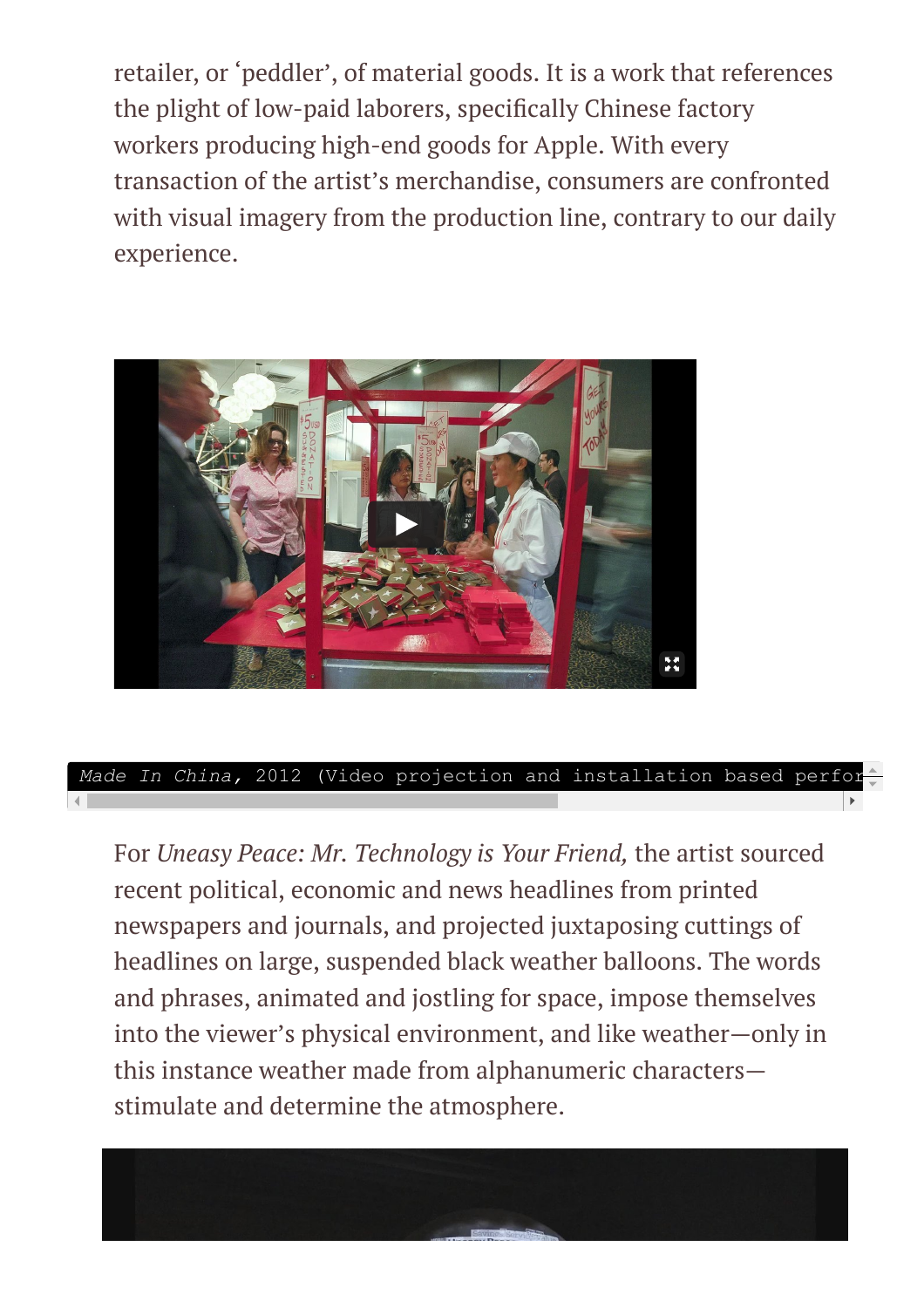retailer, or ‘peddler’, of material goods. It is a work that references the plight of low-paid laborers, specifically Chinese factory workers producing high-end goods for Apple. With every transaction of the artist’s merchandise, consumers are confronted with visual imagery from the production line, contrary to our daily experience.

*Made In China*, 2012 (Video projection and installation based perfor

For *Uneasy Peace: Mr. Technology is Your Friend,* the artist sourced recent political, economic and news headlines from printed newspapers and journals, and projected juxtaposing cuttings of headlines on large, suspended black weather balloons. The words and phrases, animated and jostling for space, impose themselves into the viewer’s physical environment, and like weather—only in this instance weather made from alphanumeric characters—stimulate and determine the atmosphere.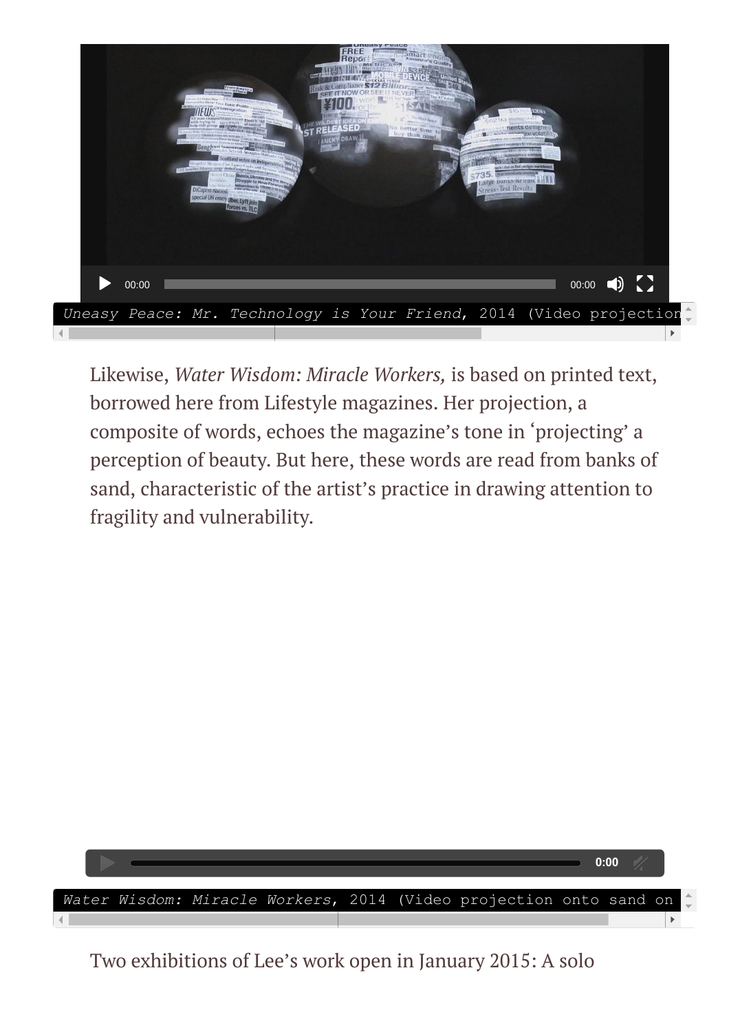*Uneasy Peace: Mr. Technology is Your Friend*, 2014 (Video projection

Likewise, *Water Wisdom: Miracle Workers,* is based on printed text, borrowed here from Lifestyle magazines. Her projection, a composite of words, echoes the magazine's tone in 'projecting' a perception of beauty. But here, these words are read from banks of sand, characteristic of the artist's practice in drawing attention to fragility and vulnerability.

*Water Wisdom: Miracle Workers*, 2014 (Video projection onto sand on

Two exhibitions of Lee's work open in January 2015: A solo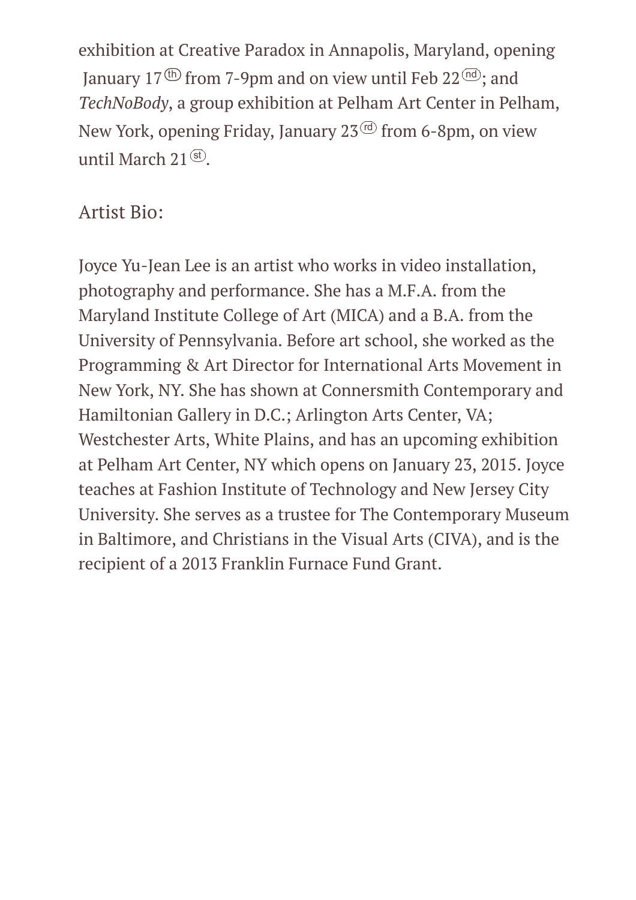exhibition at Creative Paradox in Annapolis, Maryland, opening January 17th from 7-9pm and on view until Feb 22nd; and *TechNoBody*, a group exhibition at Pelham Art Center in Pelham, New York, opening Friday, January 23rd from 6-8pm, on view until March 21st.

Artist Bio:

Joyce Yu-Jean Lee is an artist who works in video installation, photography and performance. She has a M.F.A. from the Maryland Institute College of Art (MICA) and a B.A. from the University of Pennsylvania. Before art school, she worked as the Programming & Art Director for International Arts Movement in New York, NY. She has shown at Connersmith Contemporary and Hamiltonian Gallery in D.C.; Arlington Arts Center, VA; Westchester Arts, White Plains, and has an upcoming exhibition at Pelham Art Center, NY which opens on January 23, 2015. Joyce teaches at Fashion Institute of Technology and New Jersey City University. She serves as a trustee for The Contemporary Museum in Baltimore, and Christians in the Visual Arts (CIVA), and is the recipient of a 2013 Franklin Furnace Fund Grant.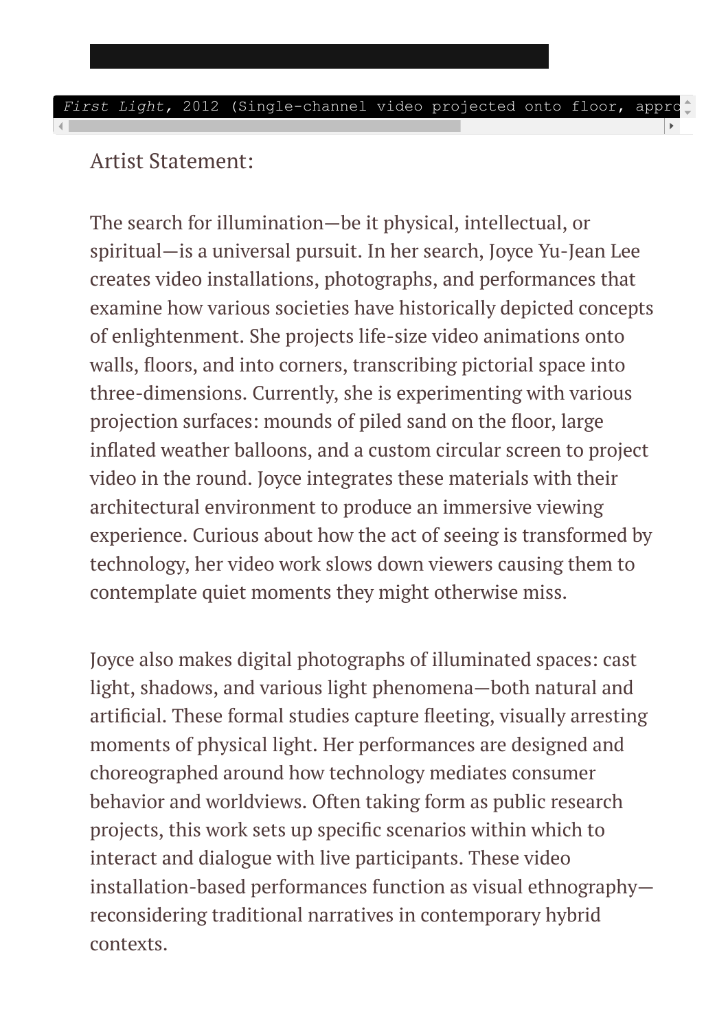```
First Light, 2012 (Single-channel video projected onto floor, appro
```

Artist Statement:

The search for illumination—be it physical, intellectual, or spiritual—is a universal pursuit. In her search, Joyce Yu-Jean Lee creates video installations, photographs, and performances that examine how various societies have historically depicted concepts of enlightenment. She projects life-size video animations onto walls, floors, and into corners, transcribing pictorial space into three-dimensions. Currently, she is experimenting with various projection surfaces: mounds of piled sand on the floor, large inflated weather balloons, and a custom circular screen to project video in the round. Joyce integrates these materials with their architectural environment to produce an immersive viewing experience. Curious about how the act of seeing is transformed by technology, her video work slows down viewers causing them to contemplate quiet moments they might otherwise miss.

Joyce also makes digital photographs of illuminated spaces: cast light, shadows, and various light phenomena—both natural and artificial. These formal studies capture fleeting, visually arresting moments of physical light. Her performances are designed and choreographed around how technology mediates consumer behavior and worldviews. Often taking form as public research projects, this work sets up specific scenarios within which to interact and dialogue with live participants. These video installation-based performances function as visual ethnography—reconsidering traditional narratives in contemporary hybrid contexts.